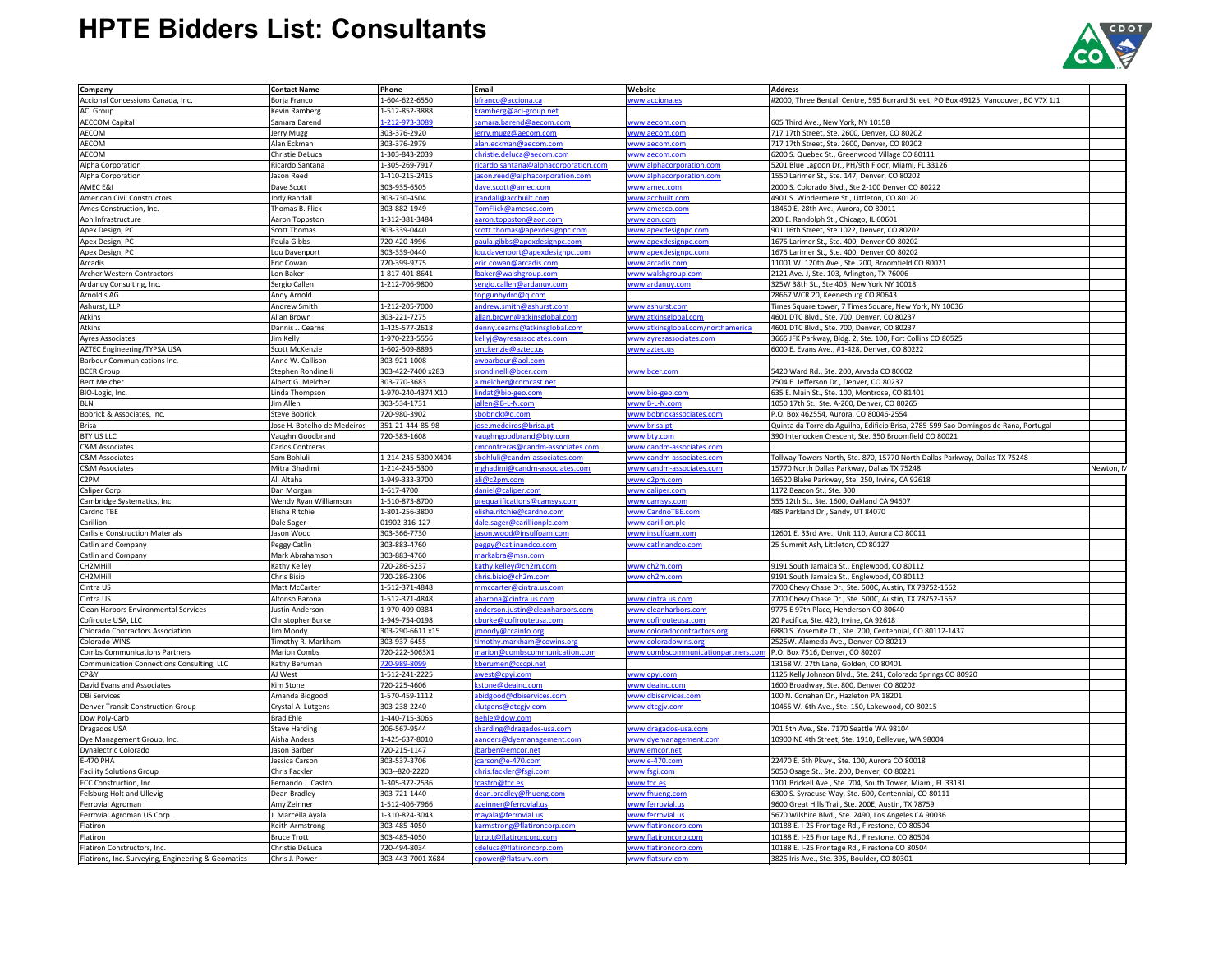# HPTE Bidders List: Consultants

| Company | Contact Name | Phone | Email | Website | Address | |
|---|---|---|---|---|---|---|
| Accional Concessions Canada, Inc. | Borja Franco | 1-604-622-6550 | bfranco@acciona.ca | www.acciona.es | #2000, Three Bentall Centre, 595 Burrard Street, PO Box 49125, Vancouver, BC V7X 1J1 | |
| ACI Group | Kevin Ramberg | 1-512-852-3888 | kramberg@aci-group.net | | | |
| AECCOM Capital | Samara Barend | 1-212-973-3089 | samara.barend@aecom.com | www.aecom.com | 605 Third Ave., New York, NY 10158 | |
| AECOM | Jerry Mugg | 303-376-2920 | jerry.mugg@aecom.com | www.aecom.com | 717 17th Street, Ste. 2600, Denver, CO 80202 | |
| AECOM | Alan Eckman | 303-376-2979 | alan.eckman@aecom.com | www.aecom.com | 717 17th Street, Ste. 2600, Denver, CO 80202 | |
| AECOM | Christie DeLuca | 1-303-843-2039 | christie.deluca@aecom.com | www.aecom.com | 6200 S. Quebec St., Greenwood Village CO 80111 | |
| Alpha Corporation | Ricardo Santana | 1-305-269-7917 | ricardo.santana@alphacorporation.com | www.alphacorporation.com | 5201 Blue Lagoon Dr., PH/9th Floor, Miami, FL 33126 | |
| Alpha Corporation | Jason Reed | 1-410-215-2415 | jason.reed@alphacorporation.com | www.alphacorporation.com | 1550 Larimer St., Ste. 147, Denver, CO 80202 | |
| AMEC E&I | Dave Scott | 303-935-6505 | dave.scott@amec.com | www.amec.com | 2000 S. Colorado Blvd., Ste 2-100 Denver CO 80222 | |
| American Civil Constructors | Jody Randall | 303-730-4504 | jrandall@accbuilt.com | www.accbuilt.com | 4901 S. Windermere St., Littleton, CO 80120 | |
| Ames Construction, Inc. | Thomas B. Flick | 303-882-1949 | TomFlick@amesco.com | www.amesco.com | 18450 E. 28th Ave., Aurora, CO 80011 | |
| Aon Infrastructure | Aaron Toppston | 1-312-381-3484 | aaron.toppston@aon.com | www.aon.com | 200 E. Randolph St., Chicago, IL 60601 | |
| Apex Design, PC | Scott Thomas | 303-339-0440 | scott.thomas@apexdesignpc.com | www.apexdesignpc.com | 901 16th Street, Ste 1022, Denver, CO 80202 | |
| Apex Design, PC | Paula Gibbs | 720-420-4996 | paula.gibbs@apexdesignpc.com | www.apexdesignpc.com | 1675 Larimer St., Ste. 400, Denver CO 80202 | |
| Apex Design, PC | Lou Davenport | 303-339-0440 | lou.davenport@apexdesignpc.com | www.apexdesignpc.com | 1675 Larimer St., Ste. 400, Denver CO 80202 | |
| Arcadis | Eric Cowan | 720-399-9775 | eric.cowan@arcadis.com | www.arcadis.com | 11001 W. 120th Ave., Ste. 200, Broomfield CO 80021 | |
| Archer Western Contractors | Lon Baker | 1-817-401-8641 | lbaker@walshgroup.com | www.walshgroup.com | 2121 Ave. J, Ste. 103, Arlington, TX 76006 | |
| Ardanuy Consulting, Inc. | Sergio Callen | 1-212-706-9800 | sergio.callen@ardanuy.com | www.ardanuy.com | 325W 38th St., Ste 405, New York NY 10018 | |
| Arnold's AG | Andy Arnold | | topgunhydro@q.com | | 28667 WCR 20, Keenesburg CO 80643 | |
| Ashurst, LLP | Andrew Smith | 1-212-205-7000 | andrew.smith@ashurst.com | www.ashurst.com | Times Square tower, 7 Times Square, New York, NY 10036 | |
| Atkins | Allan Brown | 303-221-7275 | allan.brown@atkinsglobal.com | www.atkinsglobal.com | 4601 DTC Blvd., Ste. 700, Denver, CO 80237 | |
| Atkins | Dannis J. Cearns | 1-425-577-2618 | denny.cearns@atkinsglobal.com | www.atkinsglobal.com/northamerica | 4601 DTC Blvd., Ste. 700, Denver, CO 80237 | |
| Ayres Associates | Jim Kelly | 1-970-223-5556 | kellyj@ayresassociates.com | www.ayresassociates.com | 3665 JFK Parkway, Bldg. 2, Ste. 100, Fort Collins CO 80525 | |
| AZTEC Engineering/TYPSA USA | Scott McKenzie | 1-602-509-8895 | smckenzie@aztec.us | www.aztec.us | 6000 E. Evans Ave., #1-428, Denver, CO 80222 | |
| Barbour Communications Inc. | Anne W. Callison | 303-921-1008 | awbarbour@aol.com | | | |
| BCER Group | Stephen Rondinelli | 303-422-7400 x283 | srondinelli@bcer.com | www.bcer.com | 5420 Ward Rd., Ste. 200, Arvada CO 80002 | |
| Bert Melcher | Albert G. Melcher | 303-770-3683 | a.melcher@comcast.net | | 7504 E. Jefferson Dr., Denver, CO 80237 | |
| BIO-Logic, Inc. | Linda Thompson | 1-970-240-4374 X10 | lindat@bio-geo.com | www.bio-geo.com | 635 E. Main St., Ste. 100, Montrose, CO 81401 | |
| BLN | Jim Allen | 303-534-1731 | jallen@B-L-N.com | www.B-L-N.com | 1050 17th St., Ste. A-200, Denver, CO 80265 | |
| Bobrick & Associates, Inc. | Steve Bobrick | 720-980-3902 | sbobrick@q.com | www.bobrickassociates.com | P.O. Box 462554, Aurora, CO 80046-2554 | |
| Brisa | Jose H. Botelho de Medeiros | 351-21-444-85-98 | jose.medeiros@brisa.pt | www.brisa.pt | Quinta da Torre da Aguilha, Edificio Brisa, 2785-599 Sao Domingos de Rana, Portugal | |
| BTY US LLC | Vaughn Goodbrand | 720-383-1608 | vaughngoodbrand@bty.com | www.bty.com | 390 Interlocken Crescent, Ste. 350 Broomfield CO 80021 | |
| C&M Associates | Carlos Contreras | | cmcontreras@candm-associates.com | www.candm-associates.com | | |
| C&M Associates | Sam Bohluli | 1-214-245-5300 X404 | sbohluli@candm-associates.com | www.candm-associates.com | Tollway Towers North, Ste. 870, 15770 North Dallas Parkway, Dallas TX 75248 | |
| C&M Associates | Mitra Ghadimi | 1-214-245-5300 | mghadimi@candm-associates.com | www.candm-associates.com | 15770 North Dallas Parkway, Dallas TX 75248 | Newton, M |
| C2PM | Ali Altaha | 1-949-333-3700 | ali@c2pm.com | www.c2pm.com | 16520 Blake Parkway, Ste. 250, Irvine, CA 92618 | |
| Caliper Corp. | Dan Morgan | 1-617-4700 | daniel@caliper.com | www.caliper.com | 1172 Beacon St., Ste. 300 | |
| Cambridge Systematics, Inc. | Wendy Ryan Williamson | 1-510-873-8700 | prequalifications@camsys.com | www.camsys.com | 555 12th St., Ste. 1600, Oakland CA 94607 | |
| Cardno TBE | Elisha Ritchie | 1-801-256-3800 | elisha.ritchie@cardno.com | www.CardnoTBE.com | 485 Parkland Dr., Sandy, UT 84070 | |
| Carillion | Dale Sager | 01902-316-127 | dale.sager@carillionplc.com | www.carillion.plc | | |
| Carlisle Construction Materials | Jason Wood | 303-366-7730 | jason.wood@insulfoam.com | www.insulfoam.xom | 12601 E. 33rd Ave., Unit 110, Aurora CO 80011 | |
| Catlin and Company | Peggy Catlin | 303-883-4760 | peggy@catlinandco.com | www.catlinandco.com | 25 Summit Ash, Littleton, CO 80127 | |
| Catlin and Company | Mark Abrahamson | 303-883-4760 | markabra@msn.com | | | |
| CH2MHill | Kathy Kelley | 720-286-5237 | kathy.kelley@ch2m.com | www.ch2m.com | 9191 South Jamaica St., Englewood, CO 80112 | |
| CH2MHill | Chris Bisio | 720-286-2306 | chris.bisio@ch2m.com | www.ch2m.com | 9191 South Jamaica St., Englewood, CO 80112 | |
| Cintra US | Matt McCarter | 1-512-371-4848 | mmccarter@cintra.us.com | | 7700 Chevy Chase Dr., Ste. 500C, Austin, TX 78752-1562 | |
| Cintra US | Alfonso Barona | 1-512-371-4848 | abarona@cintra.us.com | www.cintra.us.com | 7700 Chevy Chase Dr., Ste. 500C, Austin, TX 78752-1562 | |
| Clean Harbors Environmental Services | Justin Anderson | 1-970-409-0384 | anderson.justin@cleanharbors.com | www.cleanharbors.com | 9775 E 97th Place, Henderson CO 80640 | |
| Cofiroute USA, LLC | Christopher Burke | 1-949-754-0198 | cburke@cofirouteusa.com | www.cofirouteusa.com | 20 Pacifica, Ste. 420, Irvine, CA 92618 | |
| Colorado Contractors Association | Jim Moody | 303-290-6611 x15 | jmoody@ccainfo.org | www.coloradocontractors.org | 6880 S. Yosemite Ct., Ste. 200, Centennial, CO 80112-1437 | |
| Colorado WINS | Timothy R. Markham | 303-937-6455 | timothy.markham@cowins.org | www.coloradowins.org | 2525W. Alameda Ave., Denver CO 80219 | |
| Combs Communications Partners | Marion Combs | 720-222-5063X1 | marion@combscommunication.com | www.combscommunicationpartners.com | P.O. Box 7516, Denver, CO 80207 | |
| Communication Connections Consulting, LLC | Kathy Beruman | 720-989-8099 | kberumen@cccpi.net | | 13168 W. 27th Lane, Golden, CO 80401 | |
| CP&Y | AJ West | 1-512-241-2225 | awest@cpyi.com | www.cpyi.com | 1125 Kelly Johnson Blvd., Ste. 241, Colorado Springs CO 80920 | |
| David Evans and Associates | Kim Stone | 720-225-4606 | kstone@deainc.com | www.deainc.com | 1600 Broadway, Ste. 800, Denver CO 80202 | |
| DBi Services | Amanda Bidgood | 1-570-459-1112 | abidgood@dbiservices.com | www.dbiservices.com | 100 N. Conahan Dr., Hazleton PA 18201 | |
| Denver Transit Construction Group | Crystal A. Lutgens | 303-238-2240 | clutgens@dtcgjv.com | www.dtcgjv.com | 10455 W. 6th Ave., Ste. 150, Lakewood, CO 80215 | |
| Dow Poly-Carb | Brad Ehle | 1-440-715-3065 | Behle@dow.com | | | |
| Dragados USA | Steve Harding | 206-567-9544 | sharding@dragados-usa.com | www.dragados-usa.com | 701 5th Ave., Ste. 7170 Seattle WA 98104 | |
| Dye Management Group, Inc. | Aisha Anders | 1-425-637-8010 | aanders@dyemanagement.com | www.dyemanagement.com | 10900 NE 4th Street, Ste. 1910, Bellevue, WA 98004 | |
| Dynalectric Colorado | Jason Barber | 720-215-1147 | jbarber@emcor.net | www.emcor.net | | |
| E-470 PHA | Jessica Carson | 303-537-3706 | jcarson@e-470.com | www.e-470.com | 22470 E. 6th Pkwy., Ste. 100, Aurora CO 80018 | |
| Facility Solutions Group | Chris Fackler | 303--820-2220 | chris.fackler@fsgi.com | www.fsgi.com | 5050 Osage St., Ste. 200, Denver, CO 80221 | |
| FCC Construction, Inc. | Fernando J. Castro | 1-305-372-2536 | fcastro@fcc.es | www.fcc.es | 1101 Brickell Ave., Ste. 704, South Tower, Miami, FL 33131 | |
| Felsburg Holt and Ullevig | Dean Bradley | 303-721-1440 | dean.bradley@fhueng.com | www.fhueng.com | 6300 S. Syracuse Way, Ste. 600, Centennial, CO 80111 | |
| Ferrovial Agroman | Amy Zeinner | 1-512-406-7966 | azeinner@ferrovial.us | www.ferrovial.us | 9600 Great Hills Trail, Ste. 200E, Austin, TX 78759 | |
| Ferrovial Agroman US Corp. | J. Marcella Ayala | 1-310-824-3043 | mayala@ferrovial.us | www.ferrovial.us | 5670 Wilshire Blvd., Ste. 2490, Los Angeles CA 90036 | |
| Flatiron | Keith Armstrong | 303-485-4050 | karmstrong@flatironcorp.com | www.flatironcorp.com | 10188 E. I-25 Frontage Rd., Firestone, CO 80504 | |
| Flatiron | Bruce Trott | 303-485-4050 | btrott@flatironcorp.com | www.flatironcorp.com | 10188 E. I-25 Frontage Rd., Firestone, CO 80504 | |
| Flatiron Constructors, Inc. | Christie DeLuca | 720-494-8034 | cdeluca@flatironcorp.com | www.flatironcorp.com | 10188 E. I-25 Frontage Rd., Firestone CO 80504 | |
| Flatirons, Inc. Surveying, Engineering & Geomatics | Chris J. Power | 303-443-7001 X684 | cpower@flatsurv.com | www.flatsurv.com | 3825 Iris Ave., Ste. 395, Boulder, CO 80301 | |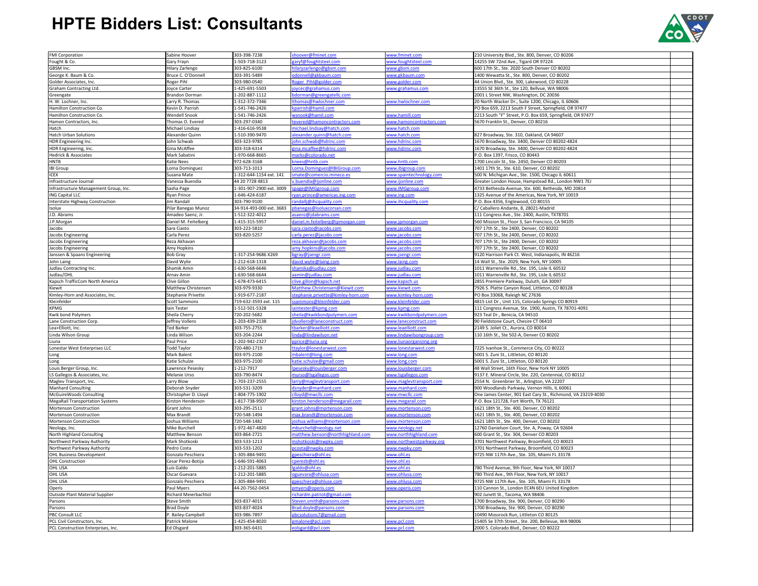# HPTE Bidders List: Consultants

| Company | Contact | Phone | Email | Website | Address | |
|---|---|---|---|---|---|---|
| FMI Corporation | Sabine Hoover | 303-398-7238 | shoover@fminet.com | www.fminet.com | 210 University Blvd., Ste. 800, Denver, CO 80206 | |
| Fought & Co. | Gary Frayn | 1-503-718-3123 | garyf@foughtsteel.com | www.foughtsteel.com | 14255 SW 72nd Ave., Tigard OR 97224 | |
| GBSM Inc. | Hilary Zarlengo | 303-825-6100 | hilaryzarlengo@gbsm.com | www.gbsm.com | 600 17th St., Ste. 2020 South Denver CO 80202 | |
| George K. Baum & Co. | Bruce C. O'Donnell | 303-391-5489 | odonnell@gkbaum.com | www.gkbaum.com | 1400 Wewatta St., Ste. 800, Denver, CO 80202 | |
| Golder Associates, Inc. | Roger Pihl | 303-980-0540 | Roger_Pihl@golder.com | www.golder.com | 44 Union Blvd., Ste. 300, Lakewood, CO 80228 | |
| Graham Contracting Ltd. | Joyce Carter | 1-425-691-5503 | joycec@grahamus.com | www.grahamus.com | 13555 SE 36th St., Ste 120, Bellvue, WA 98006 | |
| Greengate | Brandon Dorman | 1-202-887-1112 | bdorman@greengatellc.com | | 2001 L Street NW, Washington, DC 20036 | |
| H. W. Lochner, Inc. | Larry R. Thomas | 1-312-372-7346 | lthomas@hwlochner.com | www.hwlochner.com | 20 North Wacker Dr., Suite 1200, Chicago, IL 60606 | |
| Hamilton Construction Co. | Kevin D. Parrish | 1-541-746-2426 | kparrish@hamil.com | | PO Box 659, 2213 South F Street, Springfield, OR 97477 | |
| Hamilton Construction Co. | Wendell Snook | 1-541-746-2426 | wsnook@hamil.com | www.hamill.com | 2213 South "F" Street, P.O. Box 659, Springfield, OR 97477 | |
| Hamon Contractors, Inc. | Thomas O. Evered | 303-297-0340 | tevered@hamoncontractors.com | www.hamoncontractors.com | 5670 Franklin St., Denver, CO 80216 | |
| Hatch | Michael Lindsay | 1-416-616-9538 | michael.lindsay@hatch.com | www.hatch.com | | |
| Hatch Urban Solutions | Alexander Quinn | 1-510-390-9470 | alexander.quinn@hatch.com | www.hatch.com | 827 Broadway, Ste. 310, Oakland, CA 94607 | |
| HDR Engineering Inc. | John Schwab | 303-323-9785 | john.schwab@hdrinc.com | www.hdrinc.com | 1670 Broadway, Ste. 3400, Denver CO 80202-4824 | |
| HDR Engineering, Inc. | Gina McAffee | 303-318-6314 | gina.mcaffee@hdrinc.com | www.hdrinc.com | 1670 Broadway, Ste. 3400, Denver CO 80202-4824 | |
| Hedrick & Associates | Mark Sabatini | 1-970-668-8665 | marks@colorado.net | | P.O. Box 1397, Frisco, CO 80443 | |
| HNTB | Katie Nees | 972-628-3168 | knees@hntb.com | www.hntb.com | 1700 Lincoln St., Ste. 2450, Denver CO 80203 | |
| IBI Group | Lorna Dominguez | 303-713-1013 | Lorna.Dominguez@IBIGroup.com | www.ibigroup.com | 1401 17th St., Ste. 610, Denver, CO 80202 | |
| ICEX | Susana Mate | 1-312-644-1154 ext. 141 | smate@comercio.mineco.es | www.spaintechnology.com | 500 N. Michigan Ave., Ste. 1500, Chicago IL 60611 | |
| Infrastructure Journal | Vanessa Buendia | 44 20 7728 4813 | v.buendia@ijonline.com | www.ijonline.com | Greater London House, Hampstead Rd., London NW1 7EJ | |
| Infrastructure Management Group, Inc. | Sasha Page | 1-301-907-2900 ext. 3009 | spage@IMGgroup.com | www.IMGgroup.com | 4733 Bethesda Avenue, Ste. 600, Bethesda, MD 20814 | |
| ING Capital LLC | Ryan Prince | 1-646-424-6187 | ryan.prince@americas.ing.com | www.ing.com | 1325 Avenue of the Americas, New York, NY 10019 | |
| Interstate Highway Construction | Jim Randall | 303-790-9100 | randallj@ihcquality.com | www.ihcquality.com | P.O. Box 4356, Englewood, CO 80155 | |
| Isolux | Pilar Banegas Munoz | 34-914-493-000 ext. 3683 | pbanegas@isoluxcorsan.com | | C/ Caballero Andante, 8, 28021-Madrid | |
| J.D. Abrams | Amadeo Saenz, Jr. | 1-512-322-4012 | asaenz@jdabrams.com | | 111 Congress Ave., Ste. 2400, Austin, TX78701 | |
| J.P.Morgan | Daniel M. Feitelberg | 1-415-315-5957 | daniel.m.feitelberg@jpmorgan.com | www.jpmorgan.com | 560 Mission St., Floor 3, San Francisco, CA 94105 | |
| Jacobs | Sara Ciasto | 303-223-5810 | sara.ciasto@jacobs.com | www.jacobs.com | 707 17th St., Ste 2400, Denver, CO 80202 | |
| Jacobs Engineering | Carla Perez | 303-820-5257 | carla.perez@jacobs.com | www.jacobs.com | 707 17th St., Ste 2400, Denver, CO 80202 | |
| Jacobs Engineering | Reza Akhavan | | reza.akhavan@jacobs.com | www.jacobs.com | 707 17th St., Ste 2400, Denver, CO 80202 | |
| Jacobs Engineering | Amy Hopkins | | amy.hopkins@jacobs.com | www.jacobs.com | 707 17th St., Ste 2400, Denver, CO 80202 | |
| Janssen & Spaans Engineering | Bob Gray | 1-317-254-9686 X269 | bgray@jsengr.com | www.jsengr.com | 9120 Harrison Park Ct. West, Indianapolis, IN 46216 | |
| John Laing | David Wylie | 1-212-618-1318 | david.wylie@laing.com | www.laing.com | 14 Wall St., Ste. 2029, New York, NY 10005 | |
| Judlau Contracting Inc. | Shamik Amin | 1-630-568-6646 | shamika@judlau.com | www.judlau.com | 1011 Warrenville Rd., Ste. 195, Lisle IL 60532 | |
| Judlau/OHL | Arnav Amin | 1-630-568-6644 | aamin@judlau.com | www.judlau.com | 1011 Warrenville Rd., Ste. 195, Lisle IL 60532 | |
| Kapsch TrafficCom North America | Clive Gillon | 1-678-473-6415 | clive.gillon@kapsch.net | www.kapsch.us | 2855 Premiere Parkway, Duluth, GA 30097 | |
| Kiewit | Matthew Christensen | 303-979-9330 | Matthew.Christensen@Kiewit.com | www.kiewit.com | 7926 S. Platte Canyon Road, Littleton, CO 80128 | |
| Kimley-Horn and Associates, Inc. | Stephanie Privette | 1-919-677-2187 | stephanie.privette@kimley-horn.com | www.kimley-horn.com | PO Box 33068, Raleigh NC 27636 | |
| Kleinfelder | Scott Sammons | 719-632-3593 ext. 115 | ssammons@kleinfelder.com | www.kleinfelder.com | 4815 List Dr., Unit 115, Colorado Springs CO 80919 | |
| KPMG | Iain Tester | 1-512-501-5328 | iaintester@kpmg.com | www.kpmg.com | 111 Congress Avenue, Ste. 1900, Austin, TX 78701-4091 | |
| Kwik bond Polymers | Sheila Cherry | 720-202-5682 | sheila@kwikbondpolymers.com | www.kwikbondpolymers.com | 923 Teal Dr., Benicia, CA 94510 | |
| Lane Construction Corp. | Jeffrey Vollero | 1-203-439-2138 | jdvollero@laneconstruct.com | www.laneconstruct.com | 90 Fieldstone Court, Chesire CT 06410 | |
| Lea+Elliott, Inc. | Ted Barker | 303-755-2755 | tbarker@leaelliott.com | www.leaelliott.com | 2149 S. Joliet Ct., Aurora, CO 80014 | |
| Linda Wilson Group | Linda Wilson | 303-204-2244 | linda@lindawilson.net | www.lindawilsongroup.com | 110 16th St., Ste 502-A, Denver CO 80202 | |
| Liuna | Paul Price | 1-202-942-2327 | pprice@liuna.org | www.liunaorganizing.org | | |
| Lonestar West Enterprises LLC | Todd Taylor | 720-480-1719 | ttaylor@lonestarwest.com | www.lonestarwest.com | 7225 Ivanhoe St., Commerce City, CO 80222 | |
| Long | Mark Balent | 303-975-2100 | mbalent@long.com | www.long.com | 5001 S. Zuni St., Littleton, CO 80120 | |
| Long | Katie Schulze | 303-975-2100 | katie.schulze@gmail.com | www.long.com | 5001 S. Zuni St., Littleton, CO 80120 | |
| Louis Berger Group, Inc. | Lawrence Pesesky | 1-212-7917 | lpesesky@louisberger.com | www.louisberger.com | 48 Wall Street, 16th Floor, New York NY 10005 | |
| LS Gallegos & Associates, Inc. | Melanie Urso | 303-790-8474 | murso@lsgallegos.com | www.lsgallegos.com | 9137 E. Mineral Circle, Ste. 220, Centennial, CO 80112 | |
| Maglev Transport, Inc. | Larry Blow | 1-703-237-2555 | larry@maglevtransport.com | www.maglevtransport.com | 2554 N. Greenbrier St., Arlington, VA 22207 | |
| Manhard Consulting | Deborah Snyder | 303-531-3209 | dsnyder@manhard.com | www.manhard.com | 900 Woodlands Parkway, Vernon Hills, IL 60061 | |
| McGuireWoods Consulting | Christopher D. Lloyd | 1-804-775-1902 | clloyd@mwcllc.com | www.mwcllc.com | One James Center, 901 East Cary St., Richmond, VA 23219-4030 | |
| MegaRail Transportation Systems | Kirston Henderson | 1-817-738-9507 | kirston.henderson@megarail.com | www.megarail.com | P.O. Box 121728, Fort Worth, TX 76121 | |
| Mortenson Construction | Grant Johns | 303-295-2511 | grant.johns@mortenson.com | www.mortenson.com | 1621 18th St., Ste. 400, Denver, CO 80202 | |
| Mortenson Construction | Max Brandt | 720-548-1494 | max.brandt@mortenson.com | www.mortenson.com | 1621 18th St., Ste. 400, Denver, CO 80202 | |
| Mortenson Construction | Joshua Williams | 720-548-1482 | joshua.williams@mortenson.com | www.mortenson.com | 1621 18th St., Ste. 400, Denver, CO 80202 | |
| Neology, Inc. | Mike Burchell | 1-972-467-4820 | mburchell@neology.net | www.neology.net | 12760 Danielson Court, Ste. A, Poway, CA 92604 | |
| North Highland Consulting | Matthew Benson | 303-864-2721 | matthew.benson@northhighland.com | www.northhighland.com | 600 Grant St., Ste. 304, Denver CO 80203 | |
| Northwest Parkway Authority | Mark Shotkoski | 303-533-1213 | mshotkoski@nwpky.com | www.northwestparkway.org | 3701 Northwest Parkway, Broomfield, CO 80023 | |
| Northwest Parkway Authority | Pedro Costa | 303-533-1202 | pcosta@nwpky.com | www.nwpky.com | 3701 Northwest Parkway, Broomfield, CO 80023 | |
| OHL Business Development | Gonzalo Peschiera | 1-305-884-9491 | gpeschiera@ohl.es | www.ohl.es | 9725 NW 117th Ave., Ste. 105, Miami FL 33178 | |
| OHL Construction | Cesar Perez-Botija | 1-646-591-4063 | cperezb@ohl.es | www.ohl.es | | |
| OHL USA | Luis Galdo | 1-212-201-5885 | lgaldo@ohl.es | www.ohl.es | 780 Third Avenue, 9th Floor, New York, NY 10017 | |
| OHL USA | Oscar Guevara | 1-212-201-5885 | oguevara@ohlusa.com | www.ohlusa.com | 780 Third Ave., 9th Floor, New York, NY 10017 | |
| OHL USA | Gonzalo Peschiera | 1-305-884-9491 | gpeschiera@ohlusa.com | www.ohlusa.com | 9725 NW 117th Ave., Ste. 105, Miami FL 33178 | |
| Operis | Paul Myers | 44-20-7562-0454 | pmyers@operis.com | www.operis.com | 110 Cannon St., London EC4N 6EU United Kingdom | |
| Outside Plant Material Supplier | Richard Meierbachtol | | richardm.patriot@gmail.com | | 902 Junett St., Tacoma, WA 98406 | |
| Parsons | Steve Smith | 303-837-4015 | Steven.smith@parsons.com | www.parsons.com | 1700 Broadway, Ste. 900, Denver, CO 80290 | |
| Parsons | Brad Doyle | 303-837-4024 | Brad.doyle@parsons.com | www.parsons.com | 1700 Broadway, Ste. 900, Denver, CO 80290 | |
| PBC Consult LLC | P. Bailey-Campbell | 303-986-7897 | pbcsolutions7@gmail.com | | 10490 Mossrock Run, Littleton CO 80125 | |
| PCL Civil Constructors, Inc. | Patrick Malone | 1-425-454-8020 | pmalone@pcl.com | www.pcl.com | 15405 Se 37th Street., Ste. 200, Bellevue, WA 98006 | |
| PCL Construction Enterprises, Inc. | Ed Olsgard | 303-365-6431 | eolsgard@pcl.com | www.pcl.com | 2000 S. Colorado Blvd., Denver, CO 80222 | |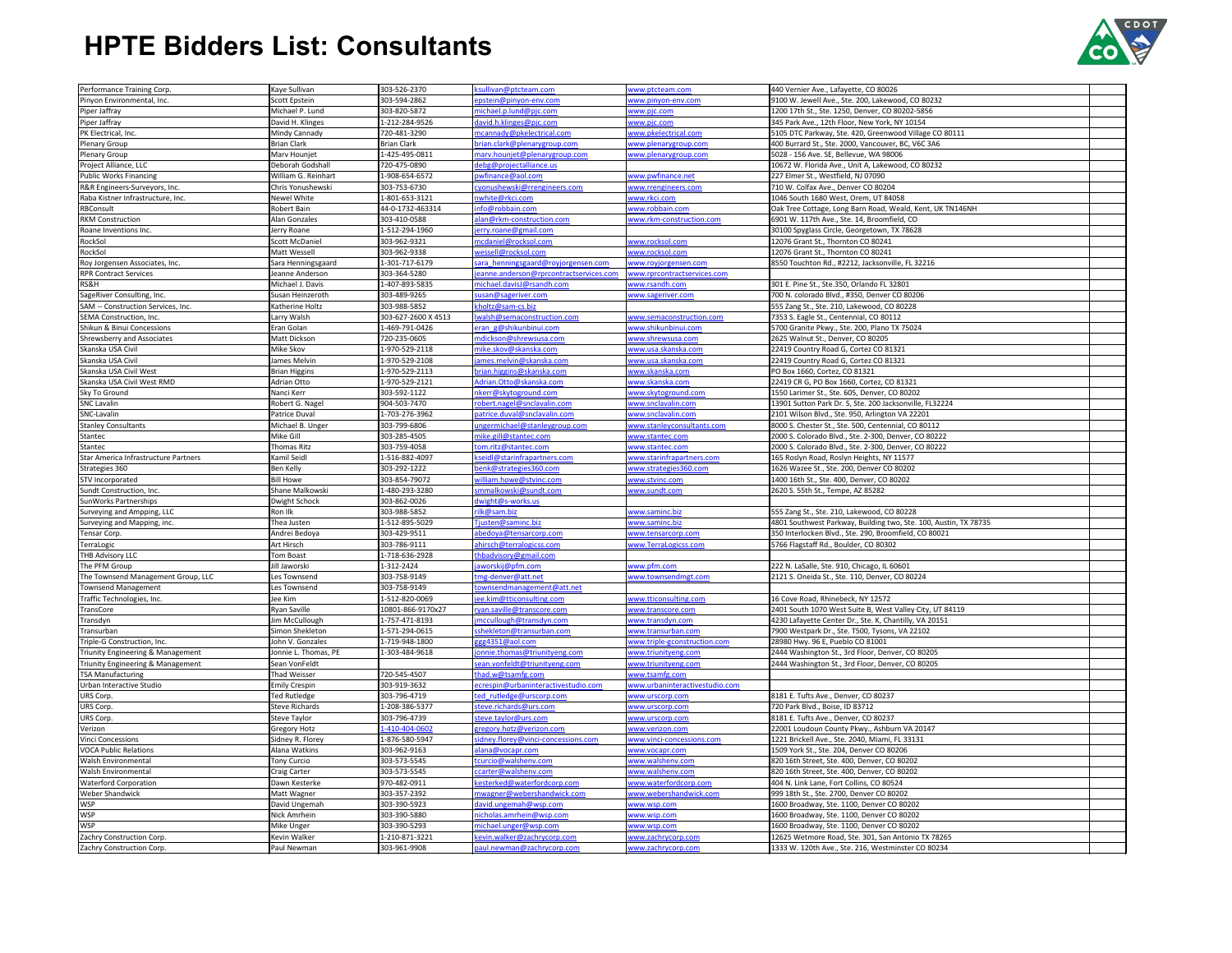# HPTE Bidders List: Consultants

| | | | | | | |
|---|---|---|---|---|---|---|
| Performance Training Corp. | Kaye Sullivan | 303-526-2370 | ksullivan@ptcteam.com | www.ptcteam.com | 440 Vernier Ave., Lafayette, CO 80026 | |
| Pinyon Environmental, Inc. | Scott Epstein | 303-594-2862 | epstein@pinyon-env.com | www.pinyon-env.com | 9100 W. Jewell Ave., Ste. 200, Lakewood, CO 80232 | |
| Piper Jaffray | Michael P. Lund | 303-820-5872 | michael.p.lund@pjc.com | www.pjc.com | 1200 17th St., Ste. 1250, Denver, CO 80202-5856 | |
| Piper Jaffray | David H. Klinges | 1-212-284-9526 | david.h.klinges@pjc.com | www.pjc.com | 345 Park Ave., 12th Floor, New York, NY 10154 | |
| PK Electrical, Inc. | Mindy Cannady | 720-481-3290 | mcannady@pkelectrical.com | www.pkelectrical.com | 5105 DTC Parkway, Ste. 420, Greenwood Village CO 80111 | |
| Plenary Group | Brian Clark | Brian Clark | brian.clark@plenarygroup.com | www.plenarygroup.com | 400 Burrard St., Ste. 2000, Vancouver, BC, V6C 3A6 | |
| Plenary Group | Marv Hounjet | 1-425-495-0811 | marv.hounjet@plenarygroup.com | www.plenarygroup.com | 5028 - 156 Ave. SE, Bellevue, WA 98006 | |
| Project Alliance, LLC | Deborah Godshall | 720-475-0890 | debg@projectalliance.us | | 10672 W. Florida Ave., Unit A, Lakewood, CO 80232 | |
| Public Works Financing | William G. Reinhart | 1-908-654-6572 | pwfinance@aol.com | www.pwfinance.net | 227 Elmer St., Westfield, NJ 07090 | |
| R&R Engineers-Surveyors, Inc. | Chris Yonushewski | 303-753-6730 | cyonushewski@rrengineers.com | www.rrengineers.com | 710 W. Colfax Ave., Denver CO 80204 | |
| Raba Kistner Infrastructure, Inc. | Newel White | 1-801-653-3121 | nwhite@rkci.com | www.rkci.com | 1046 South 1680 West, Orem, UT 84058 | |
| RBConsult | Robert Bain | 44-0-1732-463314 | info@robbain.com | www.robbain.com | Oak Tree Cottage, Long Barn Road, Weald, Kent, UK TN146NH | |
| RKM Construction | Alan Gonzales | 303-410-0588 | alan@rkm-construction.com | www.rkm-construction.com | 6901 W. 117th Ave., Ste. 14, Broomfield, CO | |
| Roane Inventions Inc. | Jerry Roane | 1-512-294-1960 | jerry.roane@gmail.com | | 30100 Spyglass Circle, Georgetown, TX 78628 | |
| RockSol | Scott McDaniel | 303-962-9321 | mcdaniel@rocksol.com | www.rocksol.com | 12076 Grant St., Thornton CO 80241 | |
| RockSol | Matt Wessell | 303-962-9338 | wessell@rocksol.com | www.rocksol.com | 12076 Grant St., Thornton CO 80241 | |
| Roy Jorgensen Associates, Inc. | Sara Henningsgaard | 1-301-717-6179 | sara_henningsgaard@royjorgensen.com | www.royjorgensen.com | 8550 Touchton Rd., #2212, Jacksonville, FL 32216 | |
| RPR Contract Services | Jeanne Anderson | 303-364-5280 | jeanne.anderson@rprcontractservices.com | www.rprcontractservices.com | | |
| RS&H | Michael J. Davis | 1-407-893-5835 | michael.davisJ@rsandh.com | www.rsandh.com | 301 E. Pine St., Ste.350, Orlando FL 32801 | |
| SageRiver Consulting, Inc. | Susan Heinzeroth | 303-489-9265 | susan@sageriver.com | www.sageriver.com | 700 N. colorado Blvd., #350, Denver CO 80206 | |
| SAM -- Construction Services, Inc. | Katherine Holtz | 303-988-5852 | kholtz@sam-cs.biz | | 555 Zang St., Ste. 210, Lakewood, CO 80228 | |
| SEMA Construction, Inc. | Larry Walsh | 303-627-2600 X 4513 | lwalsh@semaconstruction.com | www.semaconstruction.com | 7353 S. Eagle St., Centennial, CO 80112 | |
| Shikun & Binui Concessions | Eran Golan | 1-469-791-0426 | eran_g@shikunbinui.com | www.shikunbinui.com | 5700 Granite Pkwy., Ste. 200, Plano TX 75024 | |
| Shrewsberry and Associates | Matt Dickson | 720-235-0605 | mdickson@shrewsusa.com | www.shrewsusa.com | 2625 Walnut St., Denver, CO 80205 | |
| Skanska USA Civil | Mike Skov | 1-970-529-2118 | mike.skov@skanska.com | www.usa.skanska.com | 22419 Country Road G, Cortez CO 81321 | |
| Skanska USA Civil | James Melvin | 1-970-529-2108 | james.melvin@skanska.com | www.usa.skanska.com | 22419 Country Road G, Cortez CO 81321 | |
| Skanska USA Civil West | Brian Higgins | 1-970-529-2113 | brian.higgins@skanska.com | www.skanska.com | PO Box 1660, Cortez, CO 81321 | |
| Skanska USA Civil West RMD | Adrian Otto | 1-970-529-2121 | Adrian.Otto@skanska.com | www.skanska.com | 22419 CR G, PO Box 1660, Cortez, CO 81321 | |
| Sky To Ground | Nanci Kerr | 303-592-1122 | nkerr@skytoground.com | www.skytoground.com | 1550 Larimer St., Ste. 605, Denver, CO 80202 | |
| SNC Lavalin | Robert G. Nagel | 904-503-7470 | robert.nagel@snclavalin.com | www.snclavalin.com | 13901 Sutton Park Dr. S, Ste. 200 Jacksonville, FL32224 | |
| SNC-Lavalin | Patrice Duval | 1-703-276-3962 | patrice.duval@snclavalin.com | www.snclavalin.com | 2101 Wilson Blvd., Ste. 950, Arlington VA 22201 | |
| Stanley Consultants | Michael B. Unger | 303-799-6806 | ungermichael@stanleygroup.com | www.stanleyconsultants.com | 8000 S. Chester St., Ste. 500, Centennial, CO 80112 | |
| Stantec | Mike Gill | 303-285-4505 | mike.gill@stantec.com | www.stantec.com | 2000 S. Colorado Blvd., Ste. 2-300, Denver, CO 80222 | |
| Stantec | Thomas Ritz | 303-759-4058 | tom.ritz@stantec.com | www.stantec.com | 2000 S. Colorado Blvd., Ste. 2-300, Denver, CO 80222 | |
| Star America Infrastructure Partners | Kamil Seidl | 1-516-882-4097 | kseidl@starinfrapartners.com | www.starinfrapartners.com | 165 Roslyn Road, Roslyn Heights, NY 11577 | |
| Strategies 360 | Ben Kelly | 303-292-1222 | benk@strategies360.com | www.strategies360.com | 1626 Wazee St., Ste. 200, Denver CO 80202 | |
| STV Incorporated | Bill Howe | 303-854-79072 | william.howe@stvinc.com | www.stvinc.com | 1400 16th St., Ste. 400, Denver, CO 80202 | |
| Sundt Construction, Inc. | Shane Malkowski | 1-480-293-3280 | smmalkowski@sundt.com | www.sundt.com | 2620 S. 55th St., Tempe, AZ 85282 | |
| SunWorks Partnerships | Dwight Schock | 303-862-0026 | dwight@s-works.us | | | |
| Surveying and Ampping, LLC | Ron Ilk | 303-988-5852 | rilk@sam.biz | www.saminc.biz | 555 Zang St., Ste. 210, Lakewood, CO 80228 | |
| Surveying and Mapping, inc. | Thea Justen | 1-512-895-5029 | Tjusten@saminc.biz | www.saminc.biz | 4801 Southwest Parkway, Building two, Ste. 100, Austin, TX 78735 | |
| Tensar Corp. | Andrei Bedoya | 303-429-9511 | abedoya@tensarcorp.com | www.tensarcorp.com | 350 Interlocken Blvd., Ste. 290, Broomfield, CO 80021 | |
| TerraLogic | Art Hirsch | 303-786-9111 | ahirsch@terralogicss.com | www.TerraLogicss.com | 5766 Flagstaff Rd., Boulder, CO 80302 | |
| THB Advisory LLC | Tom Boast | 1-718-636-2928 | thbadvisory@gmail.com | | | |
| The PFM Group | Jill Jaworski | 1-312-2424 | jaworskij@pfm.com | www.pfm.com | 222 N. LaSalle, Ste. 910, Chicago, IL 60601 | |
| The Townsend Management Group, LLC | Les Townsend | 303-758-9149 | tmg-denver@att.net | www.townsendmgt.com | 2121 S. Oneida St., Ste. 110, Denver, CO 80224 | |
| Townsend Management | Les Townsend | 303-758-9149 | townsendmanagement@att.net | | | |
| Traffic Technologies, Inc. | Jee Kim | 1-512-820-0069 | jee.kim@tticonsulting.com | www.tticonsulting.com | 16 Cove Road, Rhinebeck, NY 12572 | |
| TransCore | Ryan Saville | 10801-866-9170x27 | ryan.saville@transcore.com | www.transcore.com | 2401 South 1070 West Suite B, West Valley City, UT 84119 | |
| Transdyn | Jim McCullough | 1-757-471-8193 | jmccullough@transdyn.com | www.transdyn.com | 4230 Lafayette Center Dr., Ste. K, Chantilly, VA 20151 | |
| Transurban | Simon Shekleton | 1-571-294-0615 | sshekleton@transurban.com | www.transurban.com | 7900 Westpark Dr., Ste. T500, Tysons, VA 22102 | |
| Triple-G Construction, Inc. | John V. Gonzales | 1-719-948-1800 | ggg4351@aol.com | www.triple-gconstruction.com | 28980 Hwy. 96 E, Pueblo CO 81001 | |
| Triunity Engineering & Management | Jonnie L. Thomas, PE | 1-303-484-9618 | jonnie.thomas@triunityeng.com | www.triunityeng.com | 2444 Washington St., 3rd Floor, Denver, CO 80205 | |
| Triunity Engineering & Management | Sean VonFeldt | | sean.vonfeldt@triunityeng.com | www.triunityeng.com | 2444 Washington St., 3rd Floor, Denver, CO 80205 | |
| TSA Manufacturing | Thad Weisser | 720-545-4507 | thad.w@tsamfg.com | www.tsamfg.com | | |
| Urban Interactive Studio | Emily Crespin | 303-919-3632 | ecrespin@urbaninteractivestudio.com | www.urbaninteractivestudio.com | | |
| URS Corp. | Ted Rutledge | 303-796-4719 | ted_rutledge@urscorp.com | www.urscorp.com | 8181 E. Tufts Ave., Denver, CO 80237 | |
| URS Corp. | Steve Richards | 1-208-386-5377 | steve.richards@urs.com | www.urscorp.com | 720 Park Blvd., Boise, ID 83712 | |
| URS Corp. | Steve Taylor | 303-796-4739 | steve.taylor@urs.com | www.urscorp.com | 8181 E. Tufts Ave., Denver, CO 80237 | |
| Verizon | Gregory Hotz | 1-410-404-0602 | gregory.hotz@verizon.com | www.verizon.com | 22001 Loudoun County Pkwy., Ashburn VA 20147 | |
| Vinci Concessions | Sidney R. Florey | 1-876-580-5947 | sidney.florey@vinci-concessions.com | www.vinci-concessions.com | 1221 Brickell Ave., Ste. 2040, Miami, FL 33131 | |
| VOCA Public Relations | Alana Watkins | 303-962-9163 | alana@vocapr.com | www.vocapr.com | 1509 York St., Ste. 204, Denver CO 80206 | |
| Walsh Environmental | Tony Curcio | 303-573-5545 | tcurcio@walshenv.com | www.walshenv.com | 820 16th Street, Ste. 400, Denver, CO 80202 | |
| Walsh Environmental | Craig Carter | 303-573-5545 | ccarter@walshenv.com | www.walshenv.com | 820 16th Street, Ste. 400, Denver, CO 80202 | |
| Waterford Corporation | Dawn Kesterke | 970-482-0911 | kesterked@waterfordcorp.com | www.waterfordcorp.com | 404 N. Link Lane, Fort Collins, CO 80524 | |
| Weber Shandwick | Matt Wagner | 303-357-2392 | mwagner@webershandwick.com | www.webershandwick.com | 999 18th St., Ste. 2700, Denver CO 80202 | |
| WSP | David Ungemah | 303-390-5923 | david.ungemah@wsp.com | www.wsp.com | 1600 Broadway, Ste. 1100, Denver CO 80202 | |
| WSP | Nick Amrhein | 303-390-5880 | nicholas.amrhein@wsp.com | www.wsp.com | 1600 Broadway, Ste. 1100, Denver CO 80202 | |
| WSP | Mike Unger | 303-390-5293 | michael.unger@wsp.com | www.wsp.com | 1600 Broadway, Ste. 1100, Denver CO 80202 | |
| Zachry Construction Corp. | Kevin Walker | 1-210-871-3221 | kevin.walker@zachrycorp.com | www.zachrycorp.com | 12625 Wetmore Road, Ste. 301, San Antonio TX 78265 | |
| Zachry Construction Corp. | Paul Newman | 303-961-9908 | paul.newman@zachrycorp.com | www.zachrycorp.com | 1333 W. 120th Ave., Ste. 216, Westminster CO 80234 | |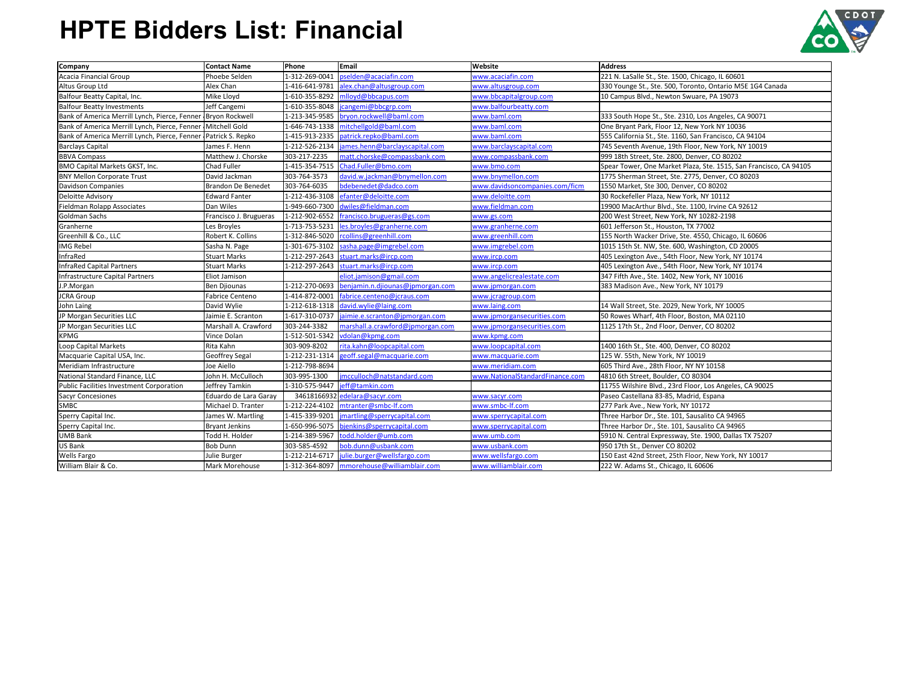# HPTE Bidders List: Financial

| Company | Contact Name | Phone | Email | Website | Address |
|---|---|---|---|---|---|
| Acacia Financial Group | Phoebe Selden | 1-312-269-0041 | pselden@acaciafin.com | www.acaciafin.com | 221 N. LaSalle St., Ste. 1500, Chicago, IL 60601 |
| Altus Group Ltd | Alex Chan | 1-416-641-9781 | alex.chan@altusgroup.com | www.altusgroup.com | 330 Younge St., Ste. 500, Toronto, Ontario M5E 1G4 Canada |
| Balfour Beatty Capital, Inc. | Mike Lloyd | 1-610-355-8292 | mlloyd@bbcapus.com | www.bbcapitalgroup.com | 10 Campus Blvd., Newton Swuare, PA 19073 |
| Balfour Beatty Investments | Jeff Cangemi | 1-610-355-8048 | jcangemi@bbcgrp.com | www.balfourbeatty.com | |
| Bank of America Merrill Lynch, Pierce, Fenner | Bryon Rockwell | 1-213-345-9585 | bryon.rockwell@baml.com | www.baml.com | 333 South Hope St., Ste. 2310, Los Angeles, CA 90071 |
| Bank of America Merrill Lynch, Pierce, Fenner | Mitchell Gold | 1-646-743-1338 | mitchellgold@baml.com | www.baml.com | One Bryant Park, Floor 12, New York NY 10036 |
| Bank of America Merrill Lynch, Pierce, Fenner | Patrick S. Repko | 1-415-913-2335 | patrick.repko@baml.com | www.baml.com | 555 California St., Ste. 1160, San Francisco, CA 94104 |
| Barclays Capital | James F. Henn | 1-212-526-2134 | james.henn@barclayscapital.com | www.barclayscapital.com | 745 Seventh Avenue, 19th Floor, New York, NY 10019 |
| BBVA Compass | Matthew J. Chorske | 303-217-2235 | matt.chorske@compassbank.com | www.compassbank.com | 999 18th Street, Ste. 2800, Denver, CO 80202 |
| BMO Capital Markets GKST, Inc. | Chad Fuller | 1-415-354-7515 | Chad.Fuller@bmo.com | www.bmo.com | Spear Tower, One Market Plaza, Ste. 1515, San Francisco, CA 94105 |
| BNY Mellon Corporate Trust | David Jackman | 303-764-3573 | david.w.jackman@bnymellon.com | www.bnymellon.com | 1775 Sherman Street, Ste. 2775, Denver, CO 80203 |
| Davidson Companies | Brandon De Benedet | 303-764-6035 | bdebenedet@dadco.com | www.davidsoncompanies.com/ficm | 1550 Market, Ste 300, Denver, CO 80202 |
| Deloitte Advisory | Edward Fanter | 1-212-436-3108 | efanter@deloitte.com | www.deloitte.com | 30 Rockefeller Plaza, New York, NY 10112 |
| Fieldman Rolapp Associates | Dan Wiles | 1-949-660-7300 | dwiles@fieldman.com | www.fieldman.com | 19900 MacArthur Blvd., Ste. 1100, Irvine CA 92612 |
| Goldman Sachs | Francisco J. Brugueras | 1-212-902-6552 | francisco.brugueras@gs.com | www.gs.com | 200 West Street, New York, NY 10282-2198 |
| Granherne | Les Broyles | 1-713-753-5231 | les.broyles@granherne.com | www.granherne.com | 601 Jefferson St., Houston, TX 77002 |
| Greenhill & Co., LLC | Robert K. Collins | 1-312-846-5020 | rcollins@greenhill.com | www.greenhill.com | 155 North Wacker Drive, Ste. 4550, Chicago, IL 60606 |
| IMG Rebel | Sasha N. Page | 1-301-675-3102 | sasha.page@imgrebel.com | www.imgrebel.com | 1015 15th St. NW, Ste. 600, Washington, CD 20005 |
| InfraRed | Stuart Marks | 1-212-297-2643 | stuart.marks@ircp.com | www.ircp.com | 405 Lexington Ave., 54th Floor, New York, NY 10174 |
| InfraRed Capital Partners | Stuart Marks | 1-212-297-2643 | stuart.marks@ircp.com | www.ircp.com | 405 Lexington Ave., 54th Floor, New York, NY 10174 |
| Infrastructure Capital Partners | Eliot Jamison | | eliot.jamison@gmail.com | www.angelicrealestate.com | 347 Fifth Ave., Ste. 1402, New York, NY 10016 |
| J.P.Morgan | Ben Djiounas | 1-212-270-0693 | benjamin.n.djiounas@jpmorgan.com | www.jpmorgan.com | 383 Madison Ave., New York, NY 10179 |
| JCRA Group | Fabrice Centeno | 1-414-872-0001 | fabrice.centeno@jcraus.com | www.jcragroup.com | |
| John Laing | David Wylie | 1-212-618-1318 | david.wylie@laing.com | www.laing.com | 14 Wall Street, Ste. 2029, New York, NY 10005 |
| JP Morgan Securities LLC | Jaimie E. Scranton | 1-617-310-0737 | jaimie.e.scranton@jpmorgan.com | www.jpmorgansecurities.com | 50 Rowes Wharf, 4th Floor, Boston, MA 02110 |
| JP Morgan Securities LLC | Marshall A. Crawford | 303-244-3382 | marshall.a.crawford@jpmorgan.com | www.jpmorgansecurities.com | 1125 17th St., 2nd Floor, Denver, CO 80202 |
| KPMG | Vince Dolan | 1-512-501-5342 | vdolan@kpmg.com | www.kpmg.com | |
| Loop Capital Markets | Rita Kahn | 303-909-8202 | rita.kahn@loopcapital.com | www.loopcapital.com | 1400 16th St., Ste. 400, Denver, CO 80202 |
| Macquarie Capital USA, Inc. | Geoffrey Segal | 1-212-231-1314 | geoff.segal@macquarie.com | www.macquarie.com | 125 W. 55th, New York, NY 10019 |
| Meridiam Infrastructure | Joe Aiello | 1-212-798-8694 | | www.meridiam.com | 605 Third Ave., 28th Floor, NY NY 10158 |
| National Standard Finance, LLC | John H. McCulloch | 303-995-1300 | jmcculloch@natstandard.com | www.NationalStandardFinance.com | 4810 6th Street, Boulder, CO 80304 |
| Public Facilities Investment Corporation | Jeffrey Tamkin | 1-310-575-9447 | jeff@tamkin.com | | 11755 Wilshire Blvd., 23rd Floor, Los Angeles, CA 90025 |
| Sacyr Concesiones | Eduardo de Lara Garay | 34618166932 | edelara@sacyr.com | www.sacyr.com | Paseo Castellana 83-85, Madrid, Espana |
| SMBC | Michael D. Tranter | 1-212-224-4102 | mtranter@smbc-lf.com | www.smbc-lf.com | 277 Park Ave., New York, NY 10172 |
| Sperry Capital Inc. | James W. Martling | 1-415-339-9201 | jmartling@sperrycapital.com | www.sperrycapital.com | Three Harbor Dr., Ste. 101, Sausalito CA 94965 |
| Sperry Capital Inc. | Bryant Jenkins | 1-650-996-5075 | bjenkins@sperrycapital.com | www.sperrycapital.com | Three Harbor Dr., Ste. 101, Sausalito CA 94965 |
| UMB Bank | Todd H. Holder | 1-214-389-5967 | todd.holder@umb.com | www.umb.com | 5910 N. Central Expressway, Ste. 1900, Dallas TX 75207 |
| US Bank | Bob Dunn | 303-585-4592 | bob.dunn@usbank.com | www.usbank.com | 950 17th St., Denver CO 80202 |
| Wells Fargo | Julie Burger | 1-212-214-6717 | julie.burger@wellsfargo.com | www.wellsfargo.com | 150 East 42nd Street, 25th Floor, New York, NY 10017 |
| William Blair & Co. | Mark Morehouse | 1-312-364-8097 | mmorehouse@williamblair.com | www.williamblair.com | 222 W. Adams St., Chicago, IL 60606 |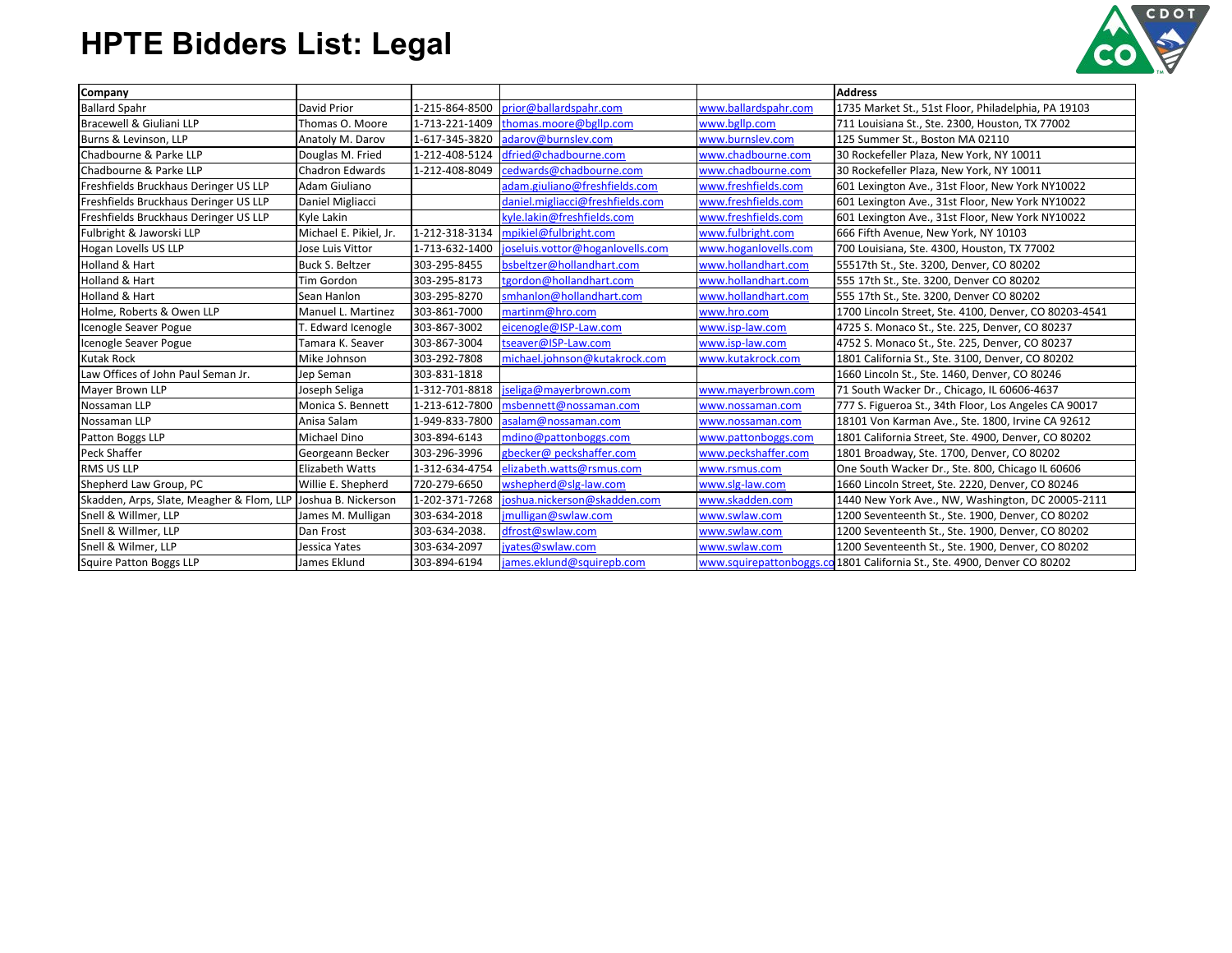# HPTE Bidders List: Legal

| Company | | | | | Address |
|---|---|---|---|---|---|
| Ballard Spahr | David Prior | 1-215-864-8500 | prior@ballardspahr.com | www.ballardspahr.com | 1735 Market St., 51st Floor, Philadelphia, PA 19103 |
| Bracewell & Giuliani LLP | Thomas O. Moore | 1-713-221-1409 | thomas.moore@bgllp.com | www.bgllp.com | 711 Louisiana St., Ste. 2300, Houston, TX 77002 |
| Burns & Levinson, LLP | Anatoly M. Darov | 1-617-345-3820 | adarov@burnslev.com | www.burnslev.com | 125 Summer St., Boston MA 02110 |
| Chadbourne & Parke LLP | Douglas M. Fried | 1-212-408-5124 | dfried@chadbourne.com | www.chadbourne.com | 30 Rockefeller Plaza, New York, NY 10011 |
| Chadbourne & Parke LLP | Chadron Edwards | 1-212-408-8049 | cedwards@chadbourne.com | www.chadbourne.com | 30 Rockefeller Plaza, New York, NY 10011 |
| Freshfields Bruckhaus Deringer US LLP | Adam Giuliano | | adam.giuliano@freshfields.com | www.freshfields.com | 601 Lexington Ave., 31st Floor, New York NY10022 |
| Freshfields Bruckhaus Deringer US LLP | Daniel Migliacci | | daniel.migliacci@freshfields.com | www.freshfields.com | 601 Lexington Ave., 31st Floor, New York NY10022 |
| Freshfields Bruckhaus Deringer US LLP | Kyle Lakin | | kyle.lakin@freshfields.com | www.freshfields.com | 601 Lexington Ave., 31st Floor, New York NY10022 |
| Fulbright & Jaworski LLP | Michael E. Pikiel, Jr. | 1-212-318-3134 | mpikiel@fulbright.com | www.fulbright.com | 666 Fifth Avenue, New York, NY 10103 |
| Hogan Lovells US LLP | Jose Luis Vittor | 1-713-632-1400 | joseluis.vottor@hoganlovells.com | www.hoganlovells.com | 700 Louisiana, Ste. 4300, Houston, TX 77002 |
| Holland & Hart | Buck S. Beltzer | 303-295-8455 | bsbeltzer@hollandhart.com | www.hollandhart.com | 55517th St., Ste. 3200, Denver, CO 80202 |
| Holland & Hart | Tim Gordon | 303-295-8173 | tgordon@hollandhart.com | www.hollandhart.com | 555 17th St., Ste. 3200, Denver CO 80202 |
| Holland & Hart | Sean Hanlon | 303-295-8270 | smhanlon@hollandhart.com | www.hollandhart.com | 555 17th St., Ste. 3200, Denver CO 80202 |
| Holme, Roberts & Owen LLP | Manuel L. Martinez | 303-861-7000 | martinm@hro.com | www.hro.com | 1700 Lincoln Street, Ste. 4100, Denver, CO 80203-4541 |
| Icenogle Seaver Pogue | T. Edward Icenogle | 303-867-3002 | eicenogle@ISP-Law.com | www.isp-law.com | 4725 S. Monaco St., Ste. 225, Denver, CO 80237 |
| Icenogle Seaver Pogue | Tamara K. Seaver | 303-867-3004 | tseaver@ISP-Law.com | www.isp-law.com | 4752 S. Monaco St., Ste. 225, Denver, CO 80237 |
| Kutak Rock | Mike Johnson | 303-292-7808 | michael.johnson@kutakrock.com | www.kutakrock.com | 1801 California St., Ste. 3100, Denver, CO 80202 |
| Law Offices of John Paul Seman Jr. | Jep Seman | 303-831-1818 | | | 1660 Lincoln St., Ste. 1460, Denver, CO 80246 |
| Mayer Brown LLP | Joseph Seliga | 1-312-701-8818 | jseliga@mayerbrown.com | www.mayerbrown.com | 71 South Wacker Dr., Chicago, IL 60606-4637 |
| Nossaman LLP | Monica S. Bennett | 1-213-612-7800 | msbennett@nossaman.com | www.nossaman.com | 777 S. Figueroa St., 34th Floor, Los Angeles CA 90017 |
| Nossaman LLP | Anisa Salam | 1-949-833-7800 | asalam@nossaman.com | www.nossaman.com | 18101 Von Karman Ave., Ste. 1800, Irvine CA 92612 |
| Patton Boggs LLP | Michael Dino | 303-894-6143 | mdino@pattonboggs.com | www.pattonboggs.com | 1801 California Street, Ste. 4900, Denver, CO 80202 |
| Peck Shaffer | Georgeann Becker | 303-296-3996 | gbecker@ peckshaffer.com | www.peckshaffer.com | 1801 Broadway, Ste. 1700, Denver, CO 80202 |
| RMS US LLP | Elizabeth Watts | 1-312-634-4754 | elizabeth.watts@rsmus.com | www.rsmus.com | One South Wacker Dr., Ste. 800, Chicago IL 60606 |
| Shepherd Law Group, PC | Willie E. Shepherd | 720-279-6650 | wshepherd@slg-law.com | www.slg-law.com | 1660 Lincoln Street, Ste. 2220, Denver, CO 80246 |
| Skadden, Arps, Slate, Meagher & Flom, LLP | Joshua B. Nickerson | 1-202-371-7268 | joshua.nickerson@skadden.com | www.skadden.com | 1440 New York Ave., NW, Washington, DC 20005-2111 |
| Snell & Willmer, LLP | James M. Mulligan | 303-634-2018 | jmulligan@swlaw.com | www.swlaw.com | 1200 Seventeenth St., Ste. 1900, Denver, CO 80202 |
| Snell & Willmer, LLP | Dan Frost | 303-634-2038. | dfrost@swlaw.com | www.swlaw.com | 1200 Seventeenth St., Ste. 1900, Denver, CO 80202 |
| Snell & Wilmer, LLP | Jessica Yates | 303-634-2097 | jyates@swlaw.com | www.swlaw.com | 1200 Seventeenth St., Ste. 1900, Denver, CO 80202 |
| Squire Patton Boggs LLP | James Eklund | 303-894-6194 | james.eklund@squirepb.com | www.squirepattonboggs.co | 1801 California St., Ste. 4900, Denver CO 80202 |